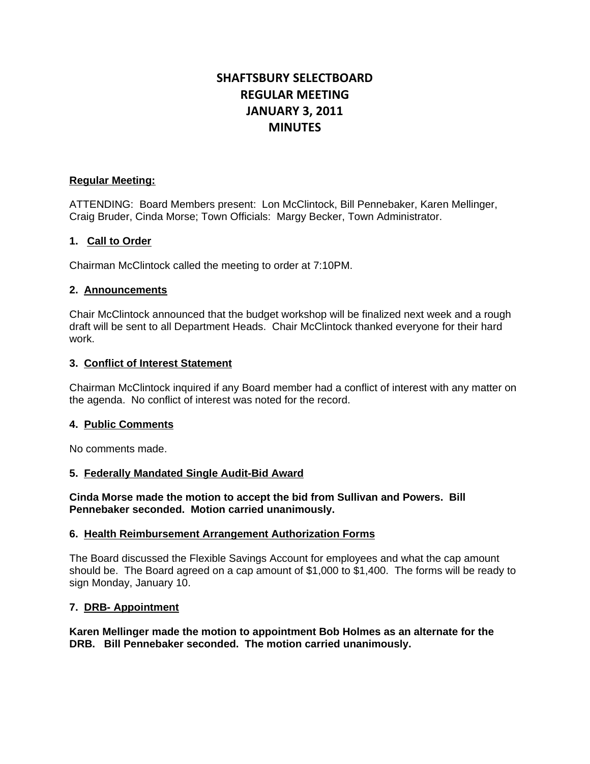# SHAFTSBURY SELECTBOARD
# REGULAR MEETING
# JANUARY 3, 2011
# MINUTES

**Regular Meeting:**

ATTENDING: Board Members present: Lon McClintock, Bill Pennebaker, Karen Mellinger, Craig Bruder, Cinda Morse; Town Officials: Margy Becker, Town Administrator.

### 1. Call to Order

Chairman McClintock called the meeting to order at 7:10PM.

### 2. Announcements

Chair McClintock announced that the budget workshop will be finalized next week and a rough draft will be sent to all Department Heads. Chair McClintock thanked everyone for their hard work.

### 3. Conflict of Interest Statement

Chairman McClintock inquired if any Board member had a conflict of interest with any matter on the agenda. No conflict of interest was noted for the record.

### 4. Public Comments

No comments made.

### 5. Federally Mandated Single Audit-Bid Award

**Cinda Morse made the motion to accept the bid from Sullivan and Powers. Bill Pennebaker seconded. Motion carried unanimously.**

### 6. Health Reimbursement Arrangement Authorization Forms

The Board discussed the Flexible Savings Account for employees and what the cap amount should be. The Board agreed on a cap amount of $1,000 to $1,400. The forms will be ready to sign Monday, January 10.

### 7. DRB- Appointment

**Karen Mellinger made the motion to appointment Bob Holmes as an alternate for the DRB. Bill Pennebaker seconded. The motion carried unanimously.**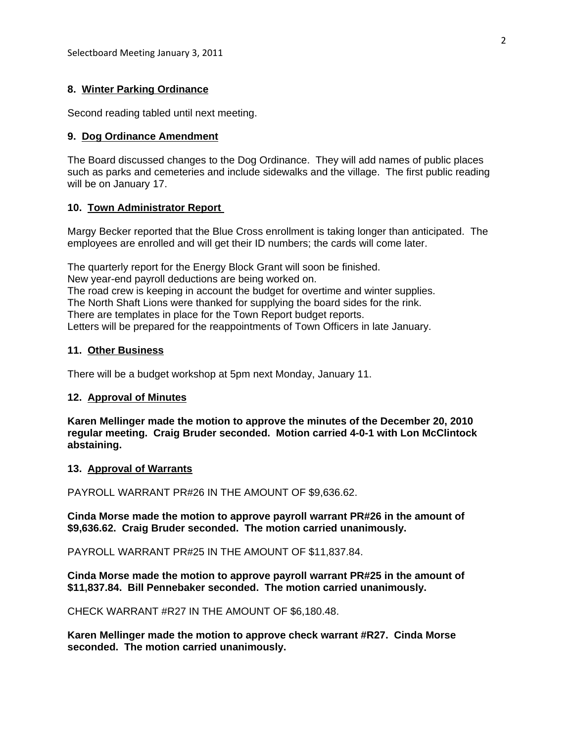## 8. Winter Parking Ordinance

Second reading tabled until next meeting.

## 9. Dog Ordinance Amendment

The Board discussed changes to the Dog Ordinance. They will add names of public places such as parks and cemeteries and include sidewalks and the village. The first public reading will be on January 17.

## 10. Town Administrator Report

Margy Becker reported that the Blue Cross enrollment is taking longer than anticipated. The employees are enrolled and will get their ID numbers; the cards will come later.

The quarterly report for the Energy Block Grant will soon be finished.
New year-end payroll deductions are being worked on.
The road crew is keeping in account the budget for overtime and winter supplies.
The North Shaft Lions were thanked for supplying the board sides for the rink.
There are templates in place for the Town Report budget reports.
Letters will be prepared for the reappointments of Town Officers in late January.

## 11. Other Business

There will be a budget workshop at 5pm next Monday, January 11.

## 12. Approval of Minutes

**Karen Mellinger made the motion to approve the minutes of the December 20, 2010 regular meeting. Craig Bruder seconded. Motion carried 4-0-1 with Lon McClintock abstaining.**

## 13. Approval of Warrants

PAYROLL WARRANT PR#26 IN THE AMOUNT OF $9,636.62.

**Cinda Morse made the motion to approve payroll warrant PR#26 in the amount of $9,636.62. Craig Bruder seconded. The motion carried unanimously.**

PAYROLL WARRANT PR#25 IN THE AMOUNT OF $11,837.84.

**Cinda Morse made the motion to approve payroll warrant PR#25 in the amount of $11,837.84. Bill Pennebaker seconded. The motion carried unanimously.**

CHECK WARRANT #R27 IN THE AMOUNT OF $6,180.48.

**Karen Mellinger made the motion to approve check warrant #R27. Cinda Morse seconded. The motion carried unanimously.**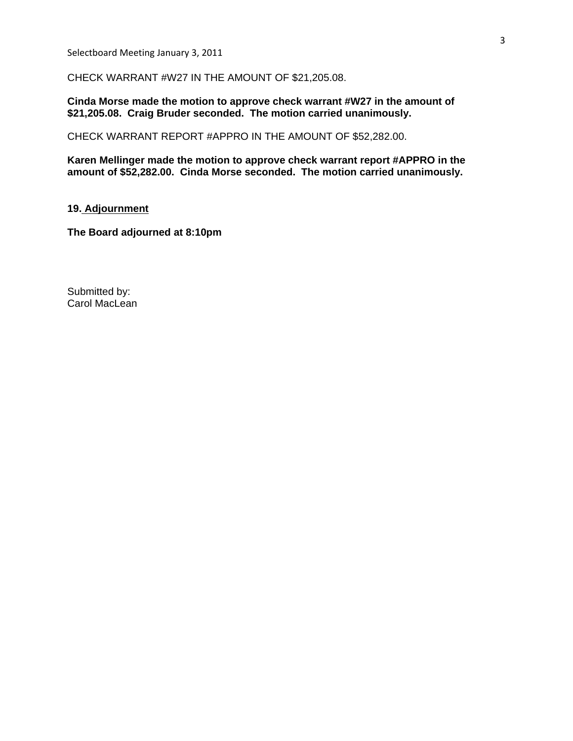CHECK WARRANT #W27 IN THE AMOUNT OF $21,205.08.

**Cinda Morse made the motion to approve check warrant #W27 in the amount of $21,205.08. Craig Bruder seconded. The motion carried unanimously.**

CHECK WARRANT REPORT #APPRO IN THE AMOUNT OF $52,282.00.

**Karen Mellinger made the motion to approve check warrant report #APPRO in the amount of $52,282.00. Cinda Morse seconded. The motion carried unanimously.**

**19. Adjournment**

**The Board adjourned at 8:10pm**

Submitted by:
Carol MacLean